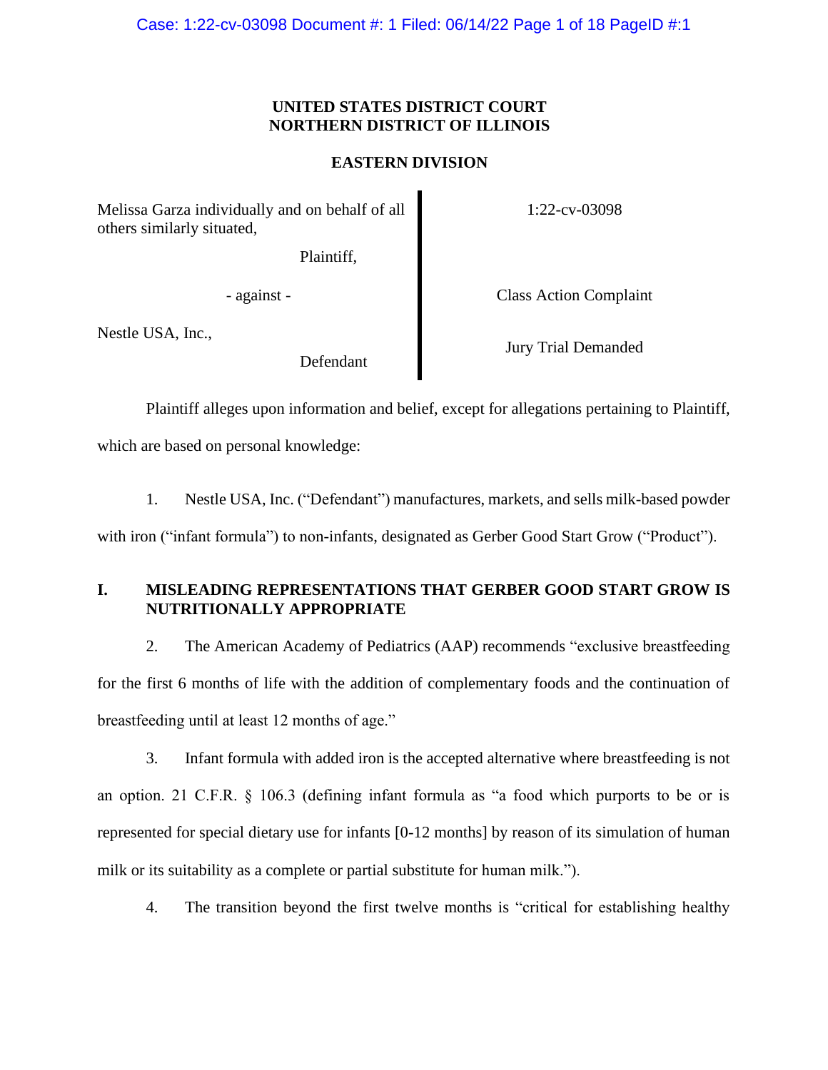**UNITED STATES DISTRICT COURT**
**NORTHERN DISTRICT OF ILLINOIS**

**EASTERN DIVISION**

| | |
|---|---|
| Melissa Garza individually and on behalf of all others similarly situated,<br><br>Plaintiff,<br><br>- against -<br><br>Nestle USA, Inc.,<br><br>Defendant | 1:22-cv-03098<br><br>Class Action Complaint<br><br>Jury Trial Demanded |

Plaintiff alleges upon information and belief, except for allegations pertaining to Plaintiff, which are based on personal knowledge:

1. Nestle USA, Inc. ("Defendant") manufactures, markets, and sells milk-based powder with iron ("infant formula") to non-infants, designated as Gerber Good Start Grow ("Product").

## I. MISLEADING REPRESENTATIONS THAT GERBER GOOD START GROW IS NUTRITIONALLY APPROPRIATE

2. The American Academy of Pediatrics (AAP) recommends "exclusive breastfeeding for the first 6 months of life with the addition of complementary foods and the continuation of breastfeeding until at least 12 months of age."

3. Infant formula with added iron is the accepted alternative where breastfeeding is not an option. 21 C.F.R. § 106.3 (defining infant formula as "a food which purports to be or is represented for special dietary use for infants [0-12 months] by reason of its simulation of human milk or its suitability as a complete or partial substitute for human milk.").

4. The transition beyond the first twelve months is "critical for establishing healthy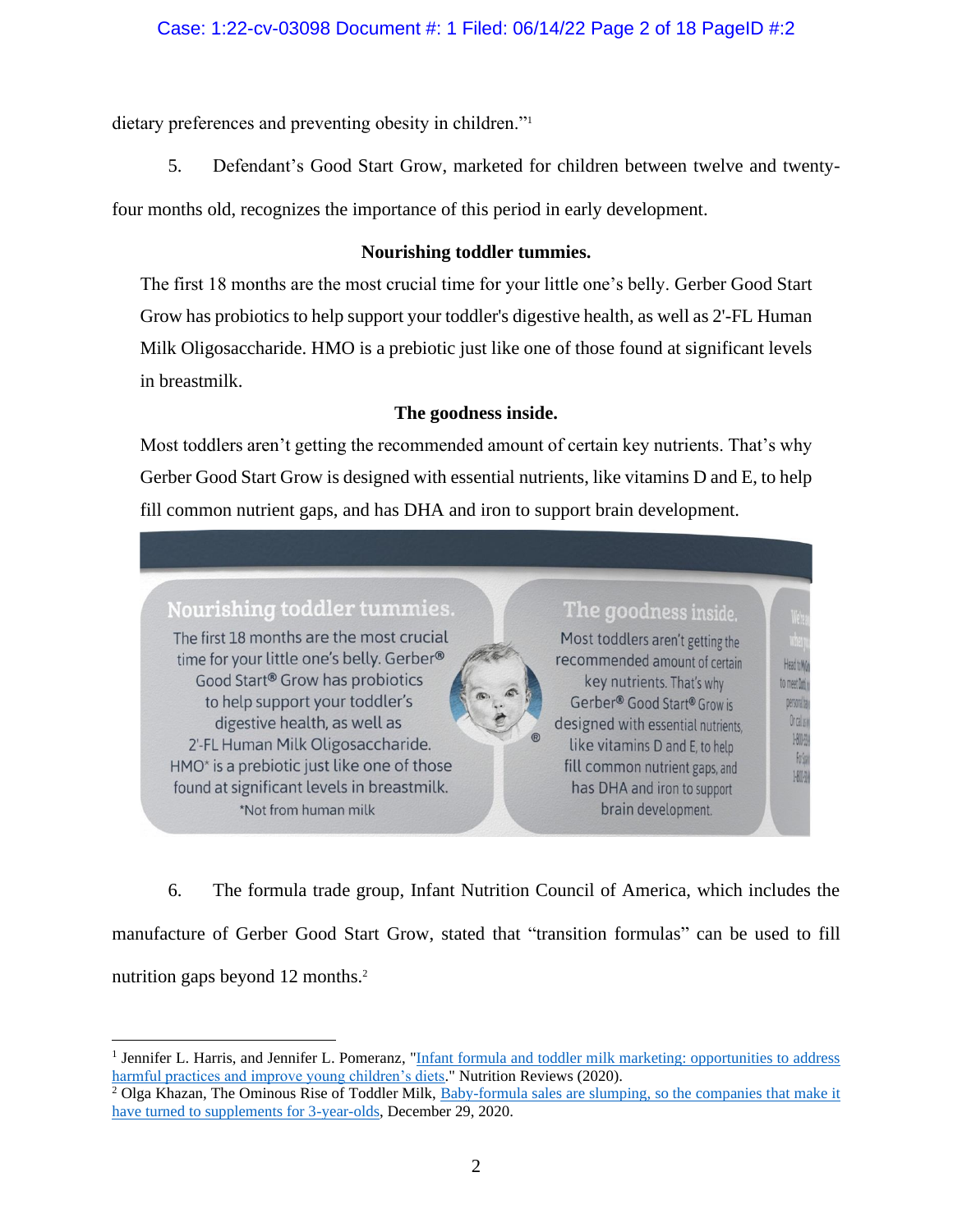dietary preferences and preventing obesity in children."[1]

5. Defendant's Good Start Grow, marketed for children between twelve and twenty-four months old, recognizes the importance of this period in early development.

**Nourishing toddler tummies.**

The first 18 months are the most crucial time for your little one's belly. Gerber Good Start Grow has probiotics to help support your toddler's digestive health, as well as 2'-FL Human Milk Oligosaccharide. HMO is a prebiotic just like one of those found at significant levels in breastmilk.

**The goodness inside.**

Most toddlers aren't getting the recommended amount of certain key nutrients. That's why Gerber Good Start Grow is designed with essential nutrients, like vitamins D and E, to help fill common nutrient gaps, and has DHA and iron to support brain development.

6. The formula trade group, Infant Nutrition Council of America, which includes the manufacture of Gerber Good Start Grow, stated that "transition formulas" can be used to fill nutrition gaps beyond 12 months.[2]

---

[1] Jennifer L. Harris, and Jennifer L. Pomeranz, "Infant formula and toddler milk marketing: opportunities to address harmful practices and improve young children's diets." Nutrition Reviews (2020).

[2] Olga Khazan, The Ominous Rise of Toddler Milk, Baby-formula sales are slumping, so the companies that make it have turned to supplements for 3-year-olds, December 29, 2020.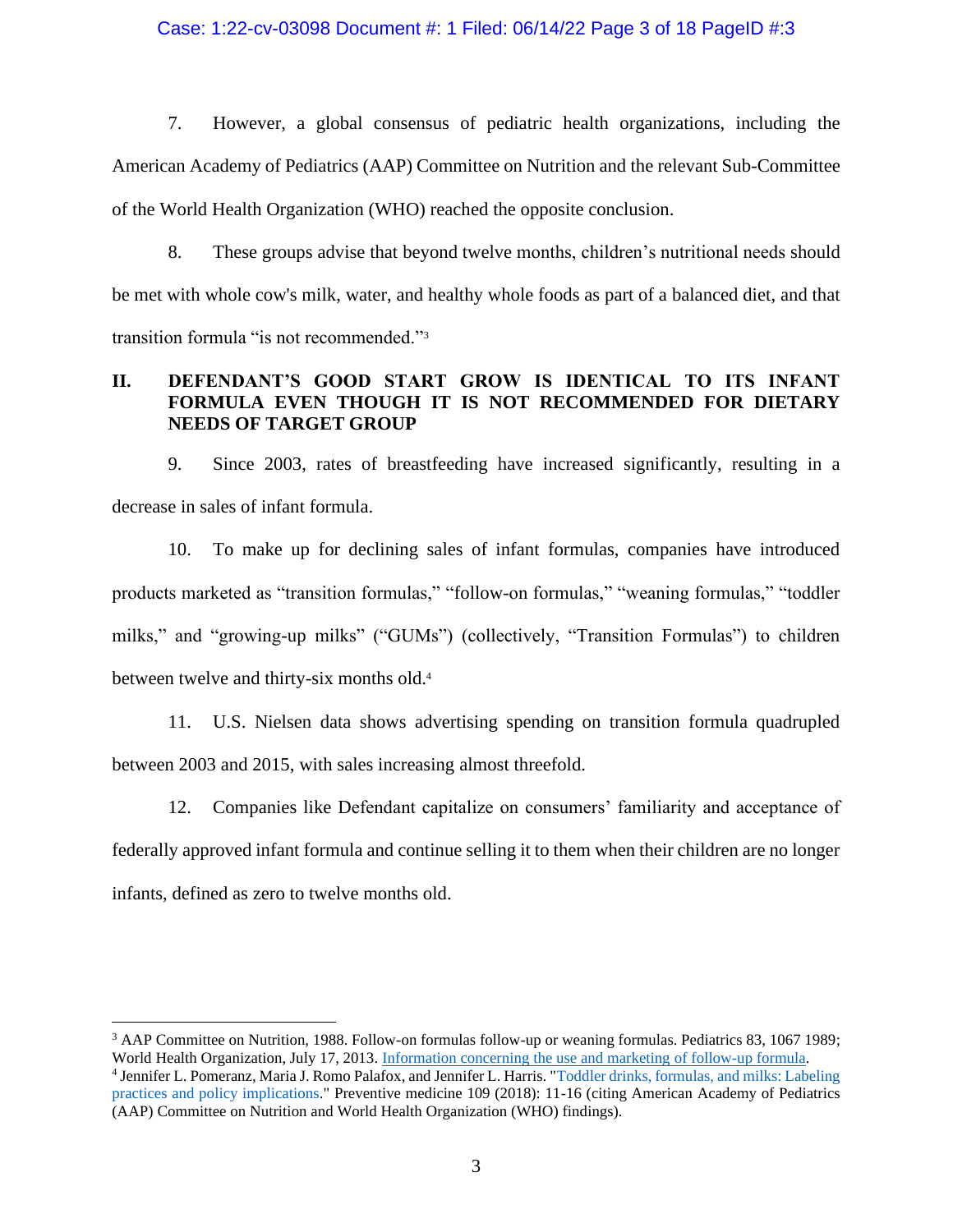7. However, a global consensus of pediatric health organizations, including the American Academy of Pediatrics (AAP) Committee on Nutrition and the relevant Sub-Committee of the World Health Organization (WHO) reached the opposite conclusion.

8. These groups advise that beyond twelve months, children's nutritional needs should be met with whole cow's milk, water, and healthy whole foods as part of a balanced diet, and that transition formula "is not recommended."[3]

## II. DEFENDANT'S GOOD START GROW IS IDENTICAL TO ITS INFANT FORMULA EVEN THOUGH IT IS NOT RECOMMENDED FOR DIETARY NEEDS OF TARGET GROUP

9. Since 2003, rates of breastfeeding have increased significantly, resulting in a decrease in sales of infant formula.

10. To make up for declining sales of infant formulas, companies have introduced products marketed as "transition formulas," "follow-on formulas," "weaning formulas," "toddler milks," and "growing-up milks" ("GUMs") (collectively, "Transition Formulas") to children between twelve and thirty-six months old.[4]

11. U.S. Nielsen data shows advertising spending on transition formula quadrupled between 2003 and 2015, with sales increasing almost threefold.

12. Companies like Defendant capitalize on consumers' familiarity and acceptance of federally approved infant formula and continue selling it to them when their children are no longer infants, defined as zero to twelve months old.

---

[3] AAP Committee on Nutrition, 1988. Follow-on formulas follow-up or weaning formulas. Pediatrics 83, 1067 1989; World Health Organization, July 17, 2013. Information concerning the use and marketing of follow-up formula.

[4] Jennifer L. Pomeranz, Maria J. Romo Palafox, and Jennifer L. Harris. "Toddler drinks, formulas, and milks: Labeling practices and policy implications." Preventive medicine 109 (2018): 11-16 (citing American Academy of Pediatrics (AAP) Committee on Nutrition and World Health Organization (WHO) findings).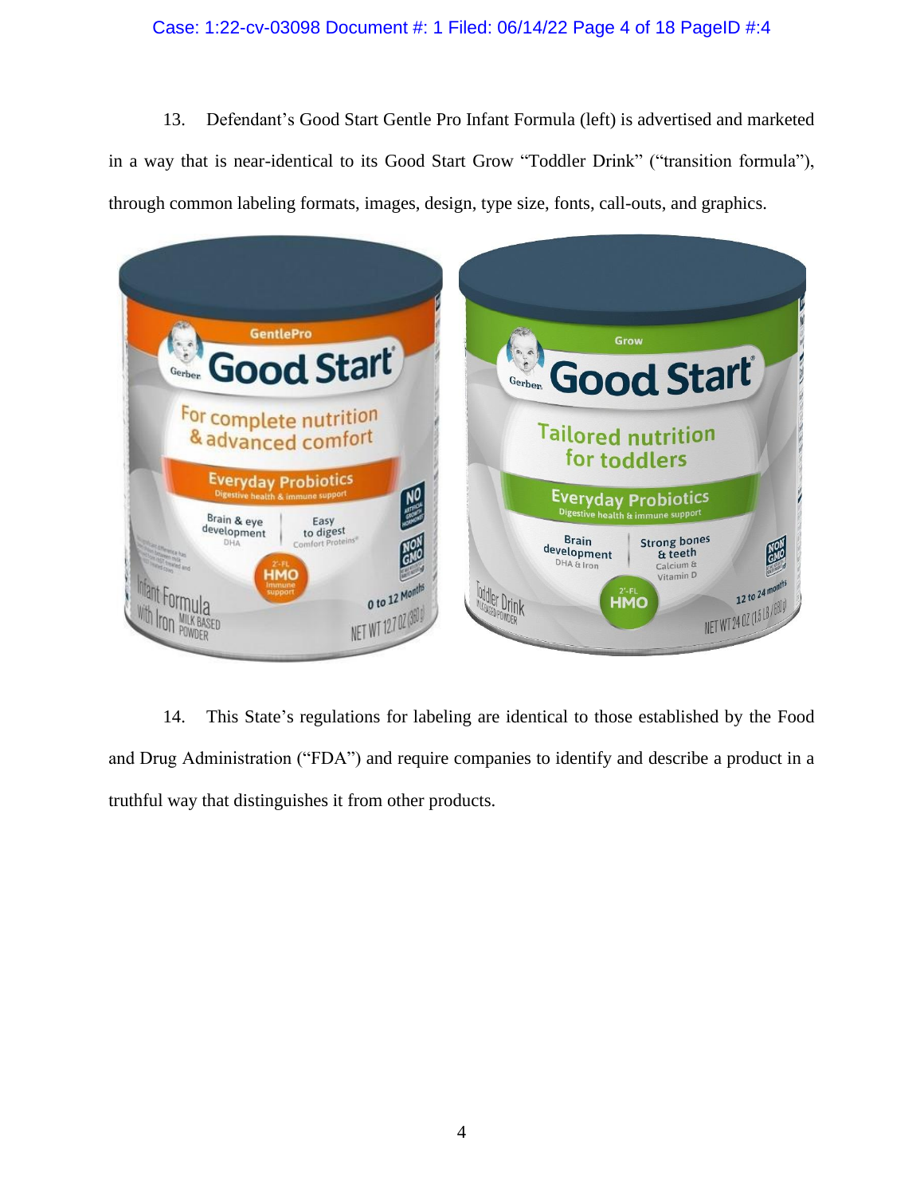13. Defendant's Good Start Gentle Pro Infant Formula (left) is advertised and marketed in a way that is near-identical to its Good Start Grow "Toddler Drink" ("transition formula"), through common labeling formats, images, design, type size, fonts, call-outs, and graphics.

14. This State's regulations for labeling are identical to those established by the Food and Drug Administration ("FDA") and require companies to identify and describe a product in a truthful way that distinguishes it from other products.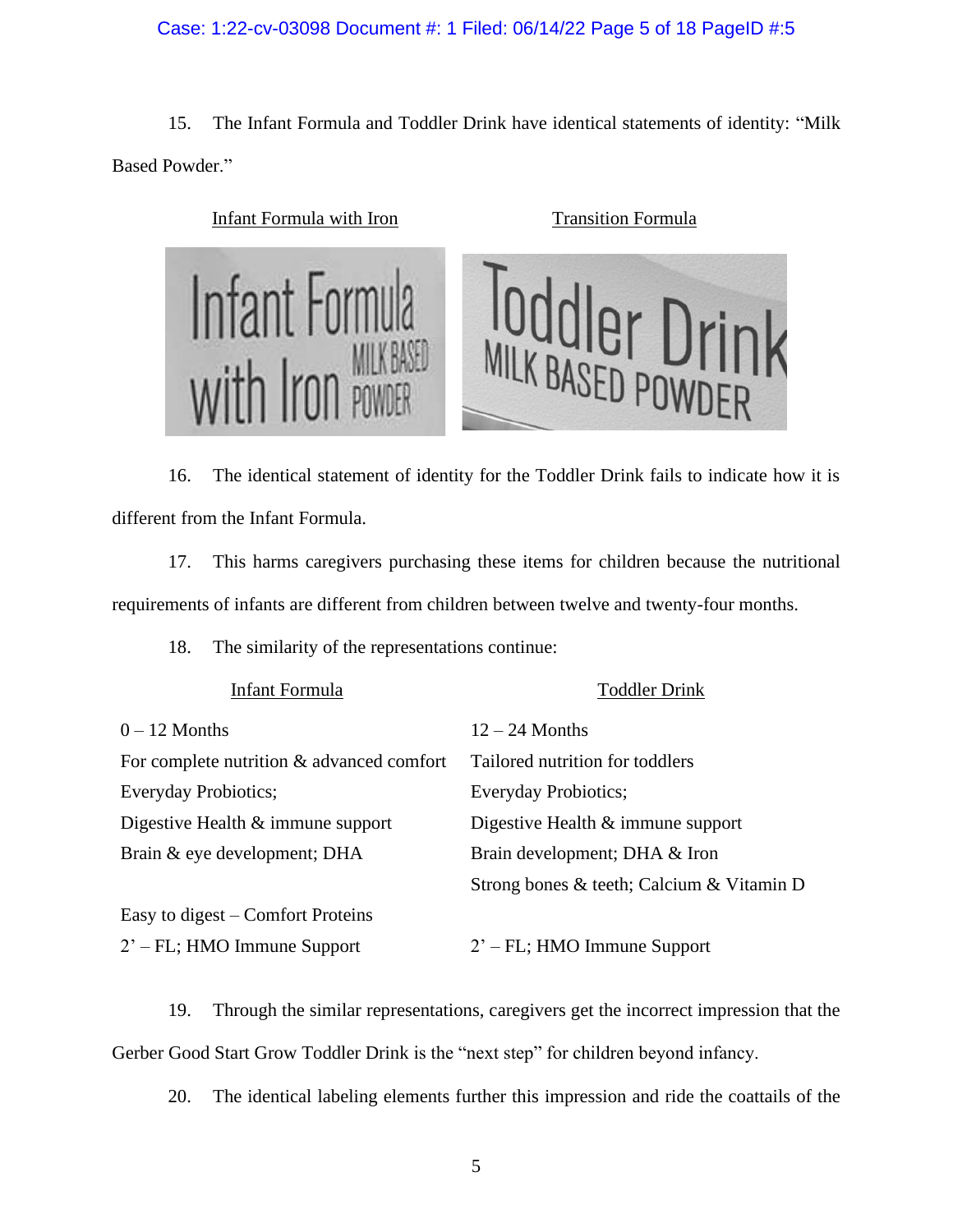15. The Infant Formula and Toddler Drink have identical statements of identity: "Milk Based Powder."

Infant Formula with Iron

Transition Formula

Infant Formula with Iron MILK BASED POWDER

Toddler Drink MILK BASED POWDER

16. The identical statement of identity for the Toddler Drink fails to indicate how it is different from the Infant Formula.

17. This harms caregivers purchasing these items for children because the nutritional requirements of infants are different from children between twelve and twenty-four months.

18. The similarity of the representations continue:

| Infant Formula | Toddler Drink |
|---|---|
| 0 – 12 Months | 12 – 24 Months |
| For complete nutrition & advanced comfort | Tailored nutrition for toddlers |
| Everyday Probiotics; | Everyday Probiotics; |
| Digestive Health & immune support | Digestive Health & immune support |
| Brain & eye development; DHA | Brain development; DHA & Iron |
| | Strong bones & teeth; Calcium & Vitamin D |
| Easy to digest – Comfort Proteins | |
| 2' – FL; HMO Immune Support | 2' – FL; HMO Immune Support |

19. Through the similar representations, caregivers get the incorrect impression that the Gerber Good Start Grow Toddler Drink is the "next step" for children beyond infancy.

20. The identical labeling elements further this impression and ride the coattails of the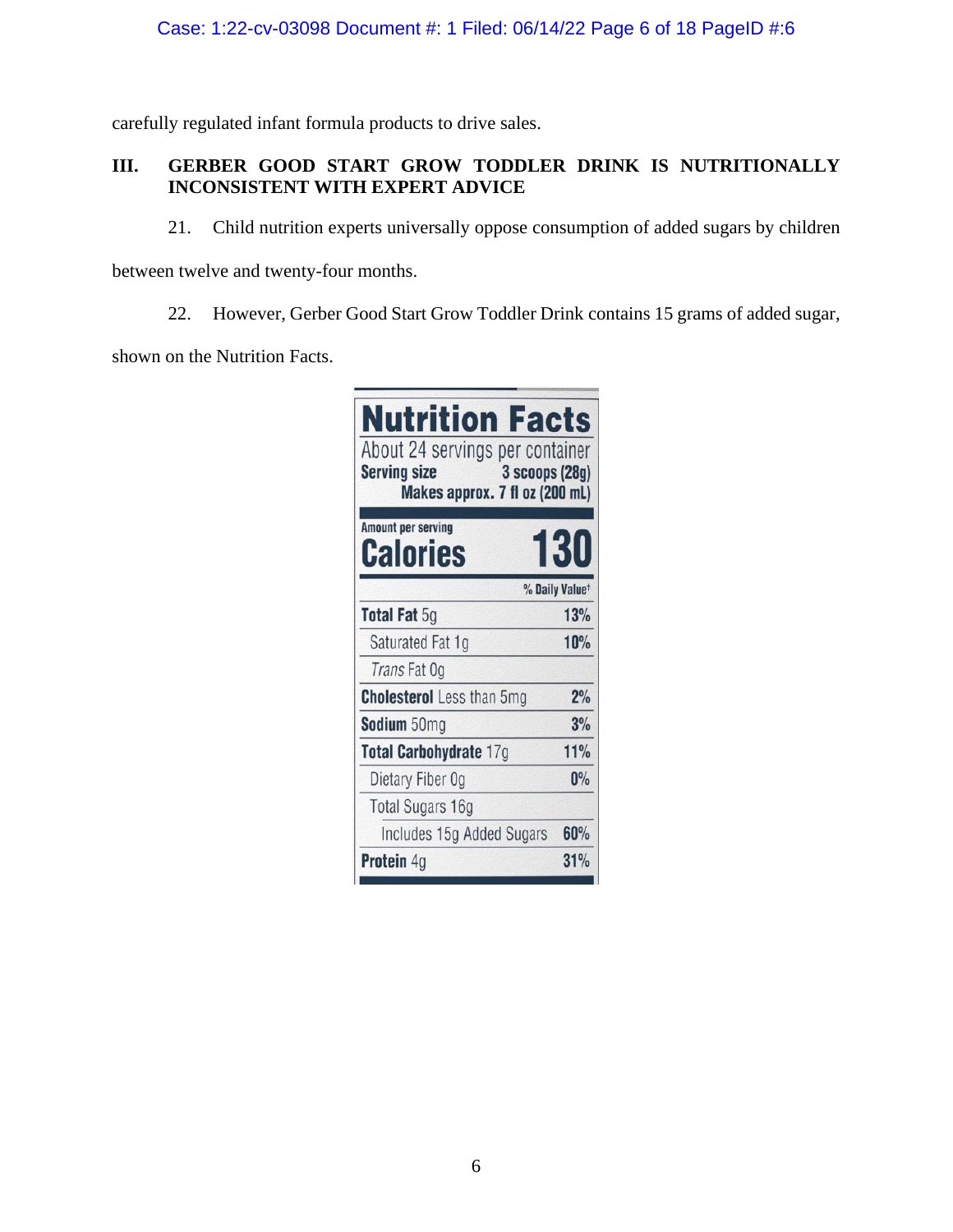carefully regulated infant formula products to drive sales.

## III. GERBER GOOD START GROW TODDLER DRINK IS NUTRITIONALLY INCONSISTENT WITH EXPERT ADVICE

21. Child nutrition experts universally oppose consumption of added sugars by children between twelve and twenty-four months.

22. However, Gerber Good Start Grow Toddler Drink contains 15 grams of added sugar, shown on the Nutrition Facts.

**Nutrition Facts**

About 24 servings per container

**Serving size** 3 scoops (28g)

Makes approx. 7 fl oz (200 mL)

Amount per serving

**Calories 130**

| | % Daily Value† |
|---|---|
| **Total Fat** 5g | 13% |
| Saturated Fat 1g | 10% |
| *Trans* Fat 0g | |
| **Cholesterol** Less than 5mg | 2% |
| **Sodium** 50mg | 3% |
| **Total Carbohydrate** 17g | 11% |
| Dietary Fiber 0g | 0% |
| Total Sugars 16g | |
| Includes 15g Added Sugars | 60% |
| **Protein** 4g | 31% |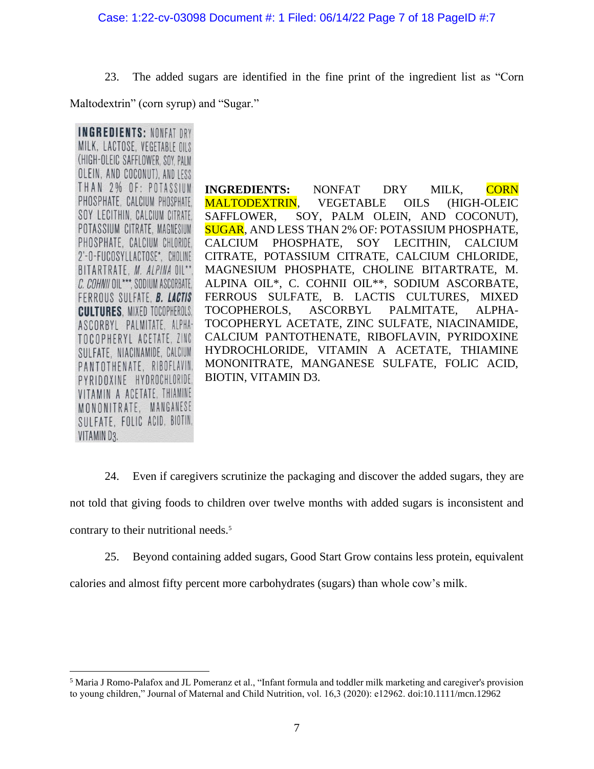23. The added sugars are identified in the fine print of the ingredient list as "Corn Maltodextrin" (corn syrup) and "Sugar."

**INGREDIENTS:** NONFAT DRY MILK, LACTOSE, VEGETABLE OILS (HIGH-OLEIC SAFFLOWER, SOY, PALM OLEIN, AND COCONUT), AND LESS THAN 2% OF: POTASSIUM PHOSPHATE, CALCIUM PHOSPHATE, SOY LECITHIN, CALCIUM CITRATE, POTASSIUM CITRATE, MAGNESIUM PHOSPHATE, CALCIUM CHLORIDE, 2'-O-FUCOSYLLACTOSE*, CHOLINE BITARTRATE, *M. ALPINA* OIL**, *C. COHNII* OIL***, SODIUM ASCORBATE, FERROUS SULFATE, ***B. LACTIS* CULTURES**, MIXED TOCOPHEROLS, ASCORBYL PALMITATE, ALPHA-TOCOPHERYL ACETATE, ZINC SULFATE, NIACINAMIDE, CALCIUM PANTOTHENATE, RIBOFLAVIN, PYRIDOXINE HYDROCHLORIDE, VITAMIN A ACETATE, THIAMINE MONONITRATE, MANGANESE SULFATE, FOLIC ACID, BIOTIN, VITAMIN D3.

**INGREDIENTS:** NONFAT DRY MILK, CORN MALTODEXTRIN, VEGETABLE OILS (HIGH-OLEIC SAFFLOWER, SOY, PALM OLEIN, AND COCONUT), SUGAR, AND LESS THAN 2% OF: POTASSIUM PHOSPHATE, CALCIUM PHOSPHATE, SOY LECITHIN, CALCIUM CITRATE, POTASSIUM CITRATE, CALCIUM CHLORIDE, MAGNESIUM PHOSPHATE, CHOLINE BITARTRATE, M. ALPINA OIL*, C. COHNII OIL**, SODIUM ASCORBATE, FERROUS SULFATE, B. LACTIS CULTURES, MIXED TOCOPHEROLS, ASCORBYL PALMITATE, ALPHA-TOCOPHERYL ACETATE, ZINC SULFATE, NIACINAMIDE, CALCIUM PANTOTHENATE, RIBOFLAVIN, PYRIDOXINE HYDROCHLORIDE, VITAMIN A ACETATE, THIAMINE MONONITRATE, MANGANESE SULFATE, FOLIC ACID, BIOTIN, VITAMIN D3.

24. Even if caregivers scrutinize the packaging and discover the added sugars, they are not told that giving foods to children over twelve months with added sugars is inconsistent and contrary to their nutritional needs.[5]

25. Beyond containing added sugars, Good Start Grow contains less protein, equivalent calories and almost fifty percent more carbohydrates (sugars) than whole cow's milk.

[5] Maria J Romo-Palafox and JL Pomeranz et al., "Infant formula and toddler milk marketing and caregiver's provision to young children," Journal of Maternal and Child Nutrition, vol. 16,3 (2020): e12962. doi:10.1111/mcn.12962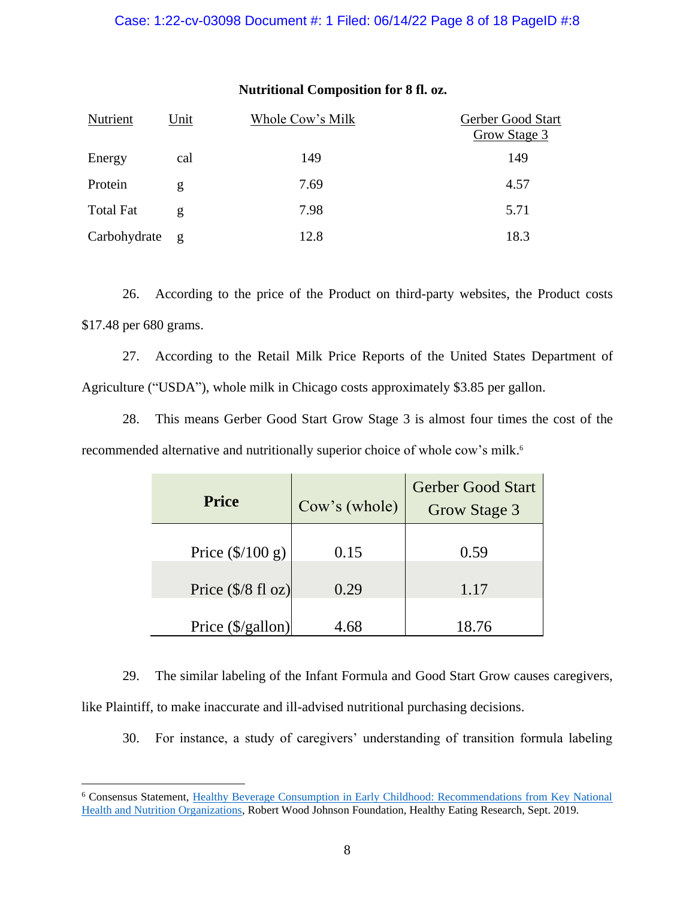**Nutritional Composition for 8 fl. oz.**

| Nutrient | Unit | Whole Cow's Milk | Gerber Good Start Grow Stage 3 |
|---|---|---|---|
| Energy | cal | 149 | 149 |
| Protein | g | 7.69 | 4.57 |
| Total Fat | g | 7.98 | 5.71 |
| Carbohydrate | g | 12.8 | 18.3 |

26. According to the price of the Product on third-party websites, the Product costs $17.48 per 680 grams.

27. According to the Retail Milk Price Reports of the United States Department of Agriculture ("USDA"), whole milk in Chicago costs approximately $3.85 per gallon.

28. This means Gerber Good Start Grow Stage 3 is almost four times the cost of the recommended alternative and nutritionally superior choice of whole cow's milk.[6]

| Price | Cow's (whole) | Gerber Good Start Grow Stage 3 |
|---|---|---|
| Price ($/100 g) | 0.15 | 0.59 |
| Price ($/8 fl oz) | 0.29 | 1.17 |
| Price ($/gallon) | 4.68 | 18.76 |

29. The similar labeling of the Infant Formula and Good Start Grow causes caregivers, like Plaintiff, to make inaccurate and ill-advised nutritional purchasing decisions.

30. For instance, a study of caregivers' understanding of transition formula labeling

---

[6] Consensus Statement, Healthy Beverage Consumption in Early Childhood: Recommendations from Key National Health and Nutrition Organizations, Robert Wood Johnson Foundation, Healthy Eating Research, Sept. 2019.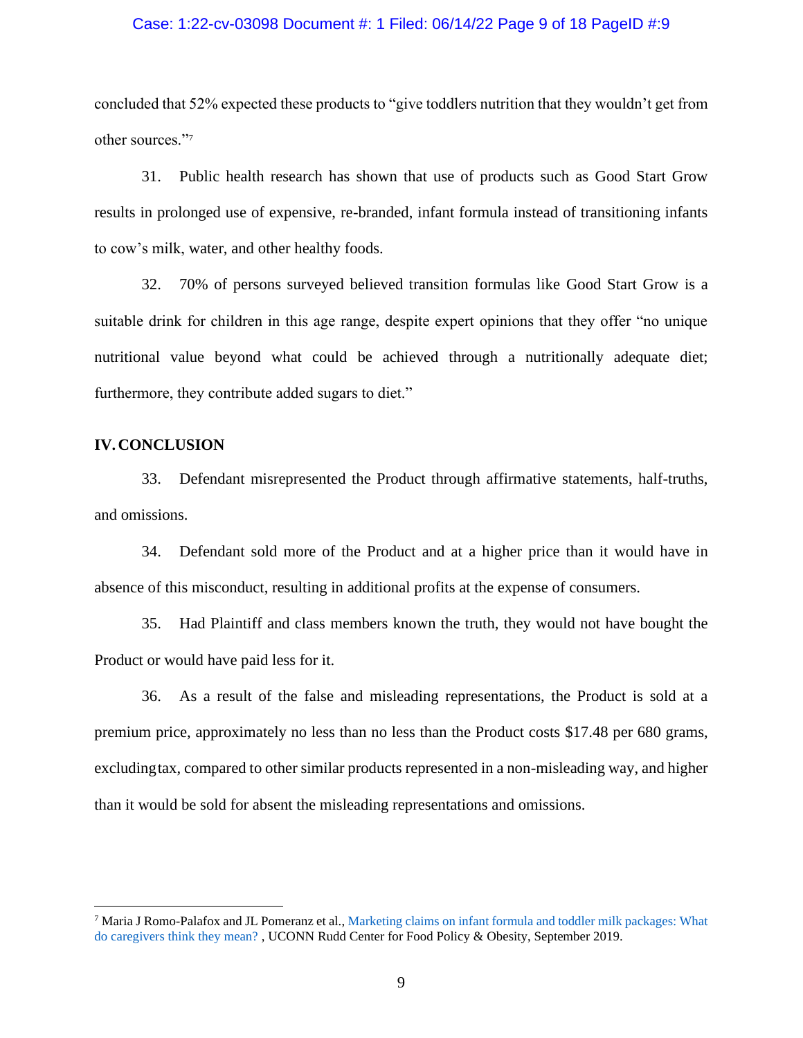concluded that 52% expected these products to "give toddlers nutrition that they wouldn't get from other sources."[7]

31. Public health research has shown that use of products such as Good Start Grow results in prolonged use of expensive, re-branded, infant formula instead of transitioning infants to cow's milk, water, and other healthy foods.

32. 70% of persons surveyed believed transition formulas like Good Start Grow is a suitable drink for children in this age range, despite expert opinions that they offer "no unique nutritional value beyond what could be achieved through a nutritionally adequate diet; furthermore, they contribute added sugars to diet."

## IV. CONCLUSION

33. Defendant misrepresented the Product through affirmative statements, half-truths, and omissions.

34. Defendant sold more of the Product and at a higher price than it would have in absence of this misconduct, resulting in additional profits at the expense of consumers.

35. Had Plaintiff and class members known the truth, they would not have bought the Product or would have paid less for it.

36. As a result of the false and misleading representations, the Product is sold at a premium price, approximately no less than no less than the Product costs $17.48 per 680 grams, excluding tax, compared to other similar products represented in a non-misleading way, and higher than it would be sold for absent the misleading representations and omissions.

---

[7] Maria J Romo-Palafox and JL Pomeranz et al., Marketing claims on infant formula and toddler milk packages: What do caregivers think they mean? , UCONN Rudd Center for Food Policy & Obesity, September 2019.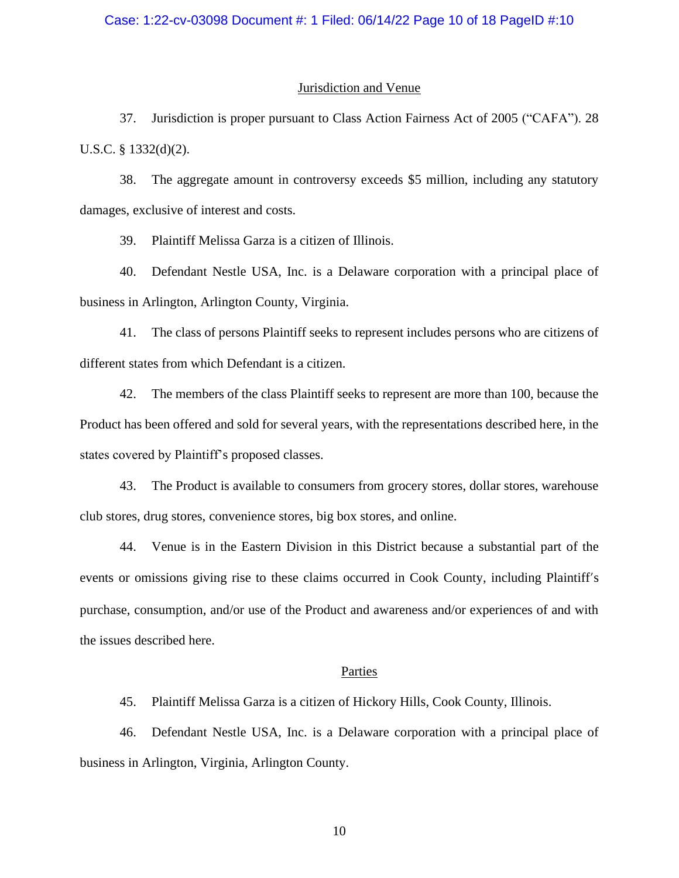## Jurisdiction and Venue

37. Jurisdiction is proper pursuant to Class Action Fairness Act of 2005 ("CAFA"). 28 U.S.C. § 1332(d)(2).

38. The aggregate amount in controversy exceeds $5 million, including any statutory damages, exclusive of interest and costs.

39. Plaintiff Melissa Garza is a citizen of Illinois.

40. Defendant Nestle USA, Inc. is a Delaware corporation with a principal place of business in Arlington, Arlington County, Virginia.

41. The class of persons Plaintiff seeks to represent includes persons who are citizens of different states from which Defendant is a citizen.

42. The members of the class Plaintiff seeks to represent are more than 100, because the Product has been offered and sold for several years, with the representations described here, in the states covered by Plaintiff's proposed classes.

43. The Product is available to consumers from grocery stores, dollar stores, warehouse club stores, drug stores, convenience stores, big box stores, and online.

44. Venue is in the Eastern Division in this District because a substantial part of the events or omissions giving rise to these claims occurred in Cook County, including Plaintiff's purchase, consumption, and/or use of the Product and awareness and/or experiences of and with the issues described here.

## Parties

45. Plaintiff Melissa Garza is a citizen of Hickory Hills, Cook County, Illinois.

46. Defendant Nestle USA, Inc. is a Delaware corporation with a principal place of business in Arlington, Virginia, Arlington County.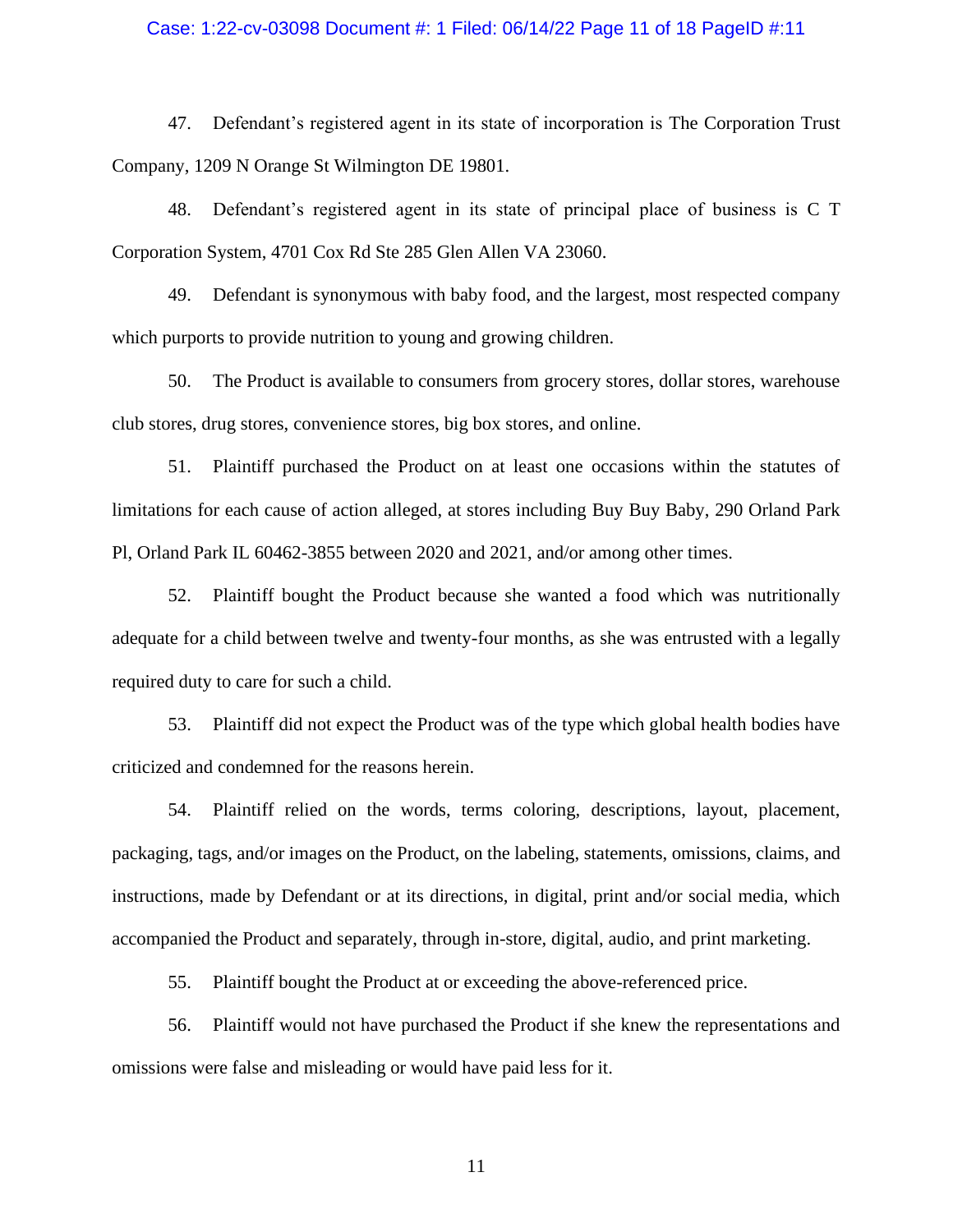47. Defendant's registered agent in its state of incorporation is The Corporation Trust Company, 1209 N Orange St Wilmington DE 19801.

48. Defendant's registered agent in its state of principal place of business is C T Corporation System, 4701 Cox Rd Ste 285 Glen Allen VA 23060.

49. Defendant is synonymous with baby food, and the largest, most respected company which purports to provide nutrition to young and growing children.

50. The Product is available to consumers from grocery stores, dollar stores, warehouse club stores, drug stores, convenience stores, big box stores, and online.

51. Plaintiff purchased the Product on at least one occasions within the statutes of limitations for each cause of action alleged, at stores including Buy Buy Baby, 290 Orland Park Pl, Orland Park IL 60462-3855 between 2020 and 2021, and/or among other times.

52. Plaintiff bought the Product because she wanted a food which was nutritionally adequate for a child between twelve and twenty-four months, as she was entrusted with a legally required duty to care for such a child.

53. Plaintiff did not expect the Product was of the type which global health bodies have criticized and condemned for the reasons herein.

54. Plaintiff relied on the words, terms coloring, descriptions, layout, placement, packaging, tags, and/or images on the Product, on the labeling, statements, omissions, claims, and instructions, made by Defendant or at its directions, in digital, print and/or social media, which accompanied the Product and separately, through in-store, digital, audio, and print marketing.

55. Plaintiff bought the Product at or exceeding the above-referenced price.

56. Plaintiff would not have purchased the Product if she knew the representations and omissions were false and misleading or would have paid less for it.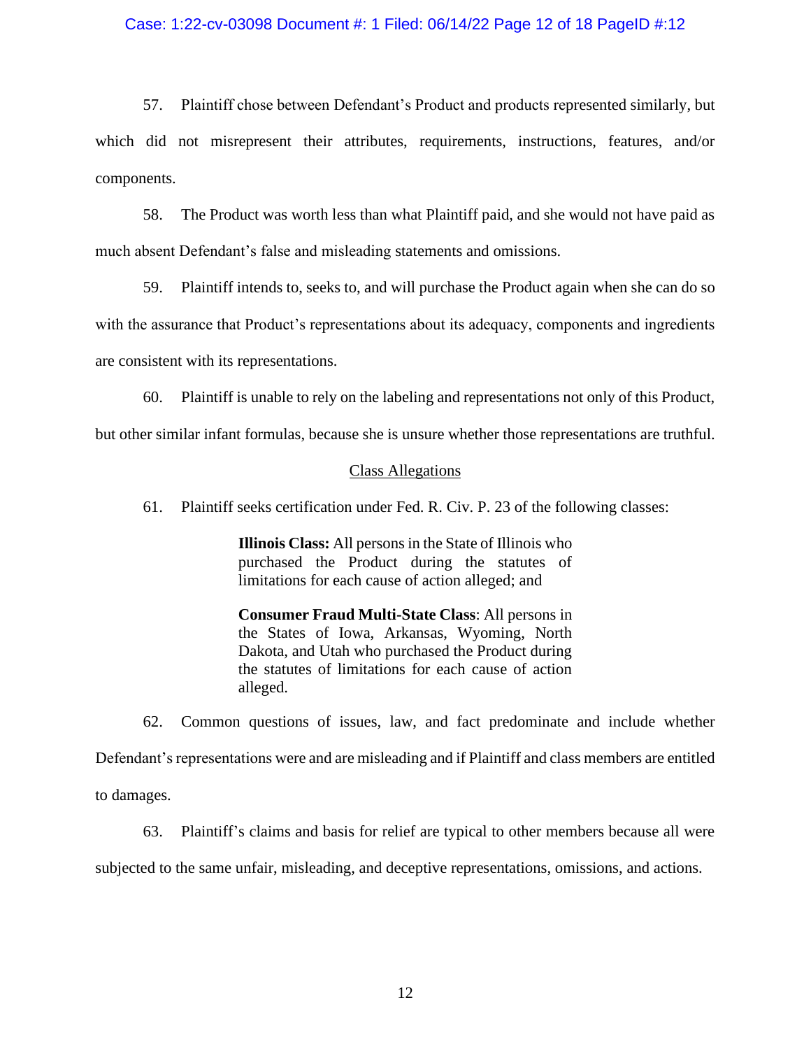57. Plaintiff chose between Defendant's Product and products represented similarly, but which did not misrepresent their attributes, requirements, instructions, features, and/or components.

58. The Product was worth less than what Plaintiff paid, and she would not have paid as much absent Defendant's false and misleading statements and omissions.

59. Plaintiff intends to, seeks to, and will purchase the Product again when she can do so with the assurance that Product's representations about its adequacy, components and ingredients are consistent with its representations.

60. Plaintiff is unable to rely on the labeling and representations not only of this Product, but other similar infant formulas, because she is unsure whether those representations are truthful.

<u>Class Allegations</u>

61. Plaintiff seeks certification under Fed. R. Civ. P. 23 of the following classes:

> **Illinois Class:** All persons in the State of Illinois who purchased the Product during the statutes of limitations for each cause of action alleged; and
>
> **Consumer Fraud Multi-State Class**: All persons in the States of Iowa, Arkansas, Wyoming, North Dakota, and Utah who purchased the Product during the statutes of limitations for each cause of action alleged.

62. Common questions of issues, law, and fact predominate and include whether Defendant's representations were and are misleading and if Plaintiff and class members are entitled to damages.

63. Plaintiff's claims and basis for relief are typical to other members because all were subjected to the same unfair, misleading, and deceptive representations, omissions, and actions.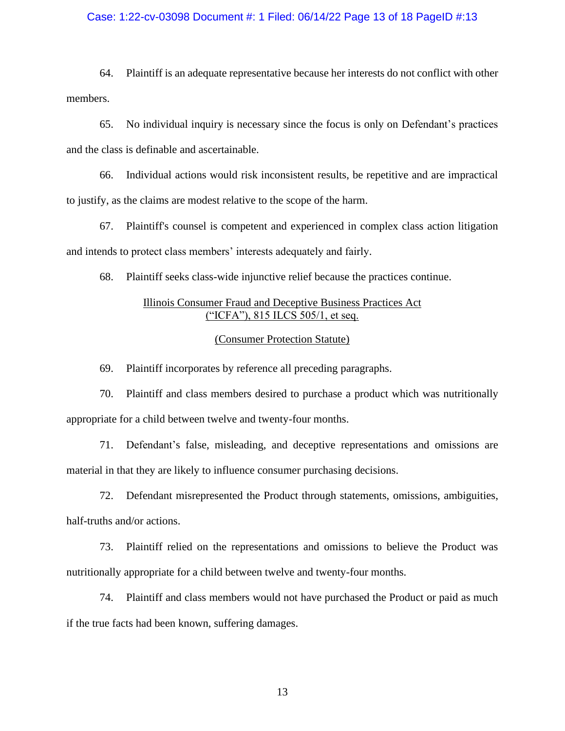64. Plaintiff is an adequate representative because her interests do not conflict with other members.

65. No individual inquiry is necessary since the focus is only on Defendant's practices and the class is definable and ascertainable.

66. Individual actions would risk inconsistent results, be repetitive and are impractical to justify, as the claims are modest relative to the scope of the harm.

67. Plaintiff's counsel is competent and experienced in complex class action litigation and intends to protect class members' interests adequately and fairly.

68. Plaintiff seeks class-wide injunctive relief because the practices continue.

<u>Illinois Consumer Fraud and Deceptive Business Practices Act</u>
<u>("ICFA"), 815 ILCS 505/1, et seq.</u>

<u>(Consumer Protection Statute)</u>

69. Plaintiff incorporates by reference all preceding paragraphs.

70. Plaintiff and class members desired to purchase a product which was nutritionally appropriate for a child between twelve and twenty-four months.

71. Defendant's false, misleading, and deceptive representations and omissions are material in that they are likely to influence consumer purchasing decisions.

72. Defendant misrepresented the Product through statements, omissions, ambiguities, half-truths and/or actions.

73. Plaintiff relied on the representations and omissions to believe the Product was nutritionally appropriate for a child between twelve and twenty-four months.

74. Plaintiff and class members would not have purchased the Product or paid as much if the true facts had been known, suffering damages.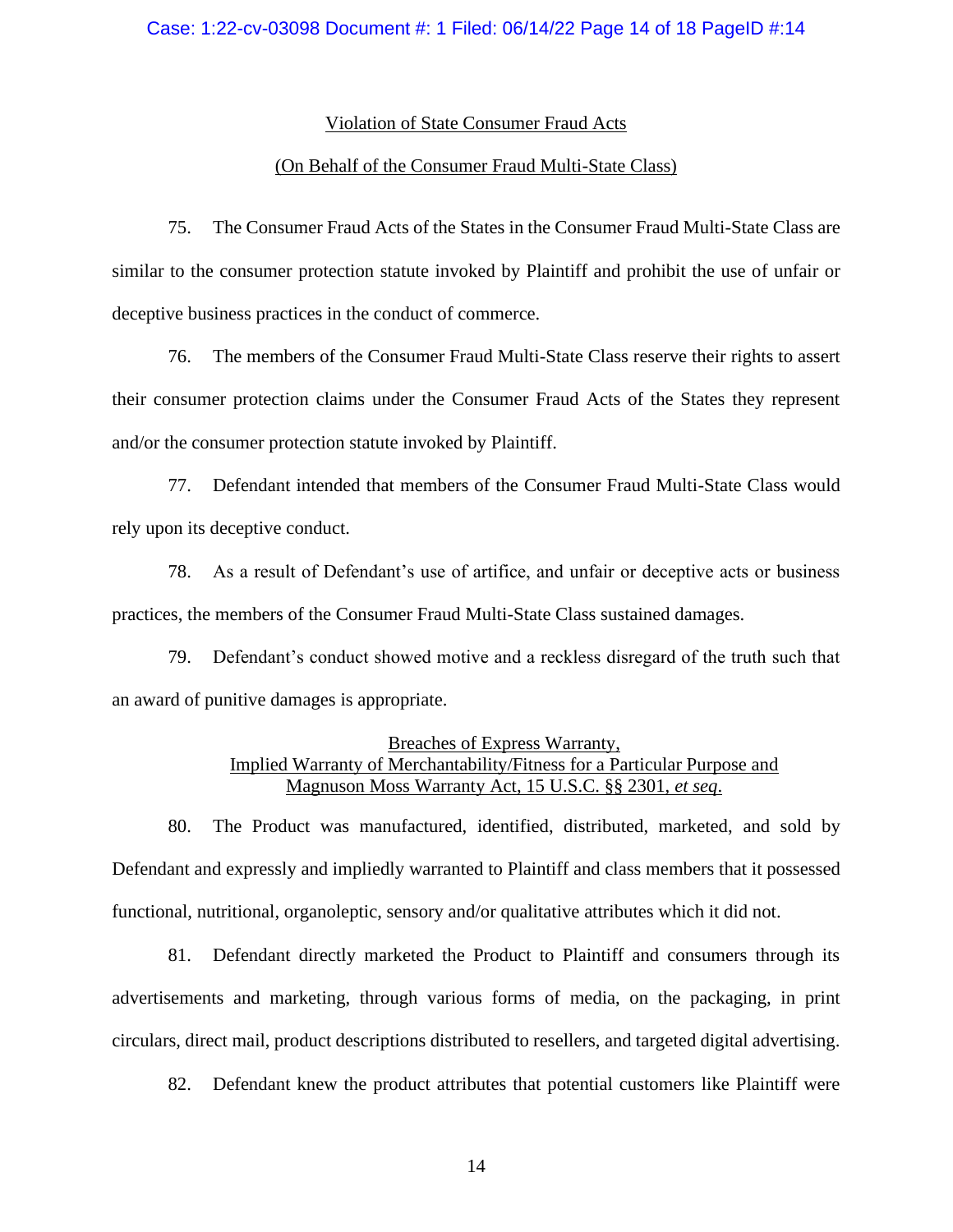## Violation of State Consumer Fraud Acts

## (On Behalf of the Consumer Fraud Multi-State Class)

75. The Consumer Fraud Acts of the States in the Consumer Fraud Multi-State Class are similar to the consumer protection statute invoked by Plaintiff and prohibit the use of unfair or deceptive business practices in the conduct of commerce.

76. The members of the Consumer Fraud Multi-State Class reserve their rights to assert their consumer protection claims under the Consumer Fraud Acts of the States they represent and/or the consumer protection statute invoked by Plaintiff.

77. Defendant intended that members of the Consumer Fraud Multi-State Class would rely upon its deceptive conduct.

78. As a result of Defendant's use of artifice, and unfair or deceptive acts or business practices, the members of the Consumer Fraud Multi-State Class sustained damages.

79. Defendant's conduct showed motive and a reckless disregard of the truth such that an award of punitive damages is appropriate.

## Breaches of Express Warranty, Implied Warranty of Merchantability/Fitness for a Particular Purpose and Magnuson Moss Warranty Act, 15 U.S.C. §§ 2301, *et seq*.

80. The Product was manufactured, identified, distributed, marketed, and sold by Defendant and expressly and impliedly warranted to Plaintiff and class members that it possessed functional, nutritional, organoleptic, sensory and/or qualitative attributes which it did not.

81. Defendant directly marketed the Product to Plaintiff and consumers through its advertisements and marketing, through various forms of media, on the packaging, in print circulars, direct mail, product descriptions distributed to resellers, and targeted digital advertising.

82. Defendant knew the product attributes that potential customers like Plaintiff were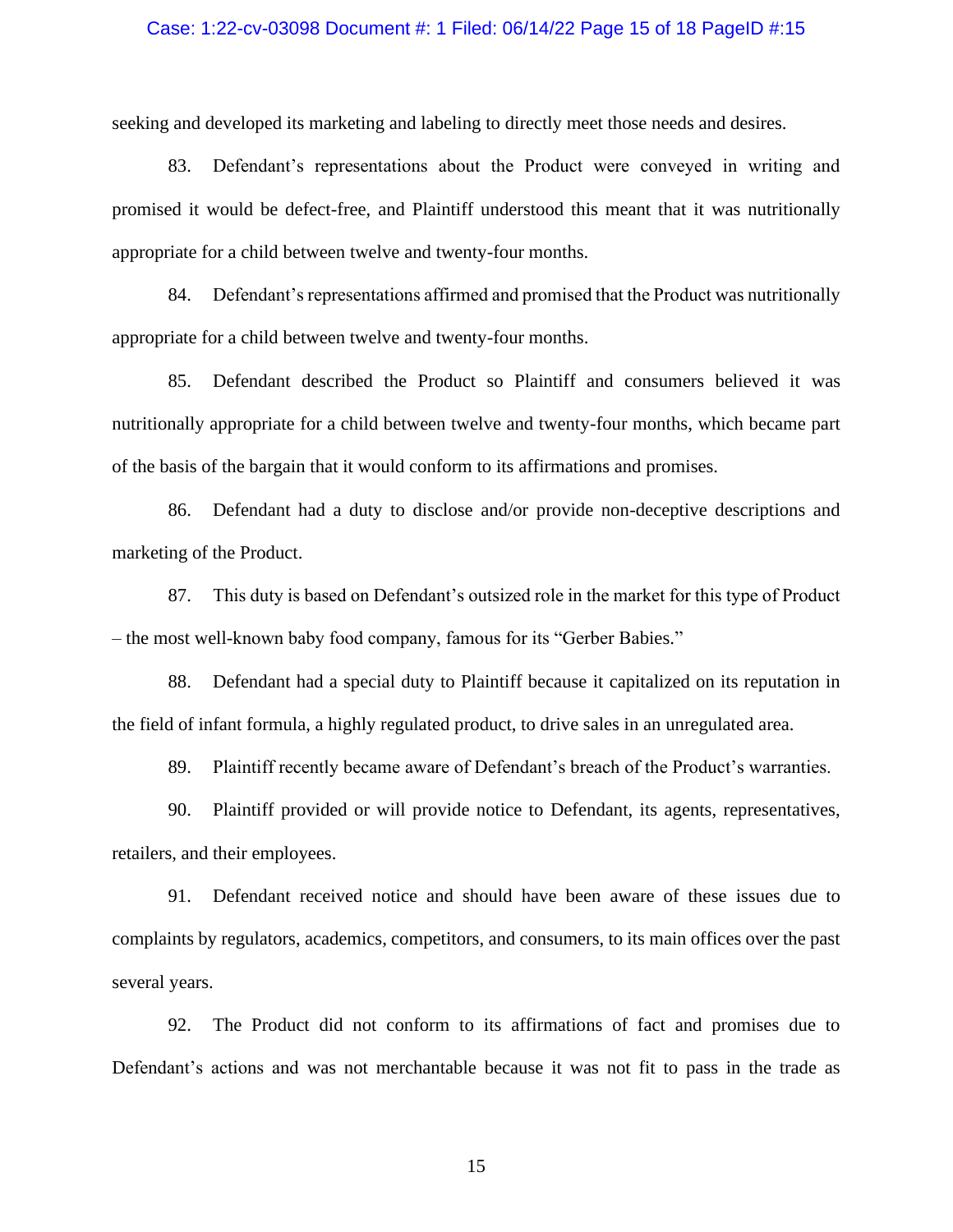seeking and developed its marketing and labeling to directly meet those needs and desires.

83. Defendant's representations about the Product were conveyed in writing and promised it would be defect-free, and Plaintiff understood this meant that it was nutritionally appropriate for a child between twelve and twenty-four months.

84. Defendant's representations affirmed and promised that the Product was nutritionally appropriate for a child between twelve and twenty-four months.

85. Defendant described the Product so Plaintiff and consumers believed it was nutritionally appropriate for a child between twelve and twenty-four months, which became part of the basis of the bargain that it would conform to its affirmations and promises.

86. Defendant had a duty to disclose and/or provide non-deceptive descriptions and marketing of the Product.

87. This duty is based on Defendant's outsized role in the market for this type of Product – the most well-known baby food company, famous for its "Gerber Babies."

88. Defendant had a special duty to Plaintiff because it capitalized on its reputation in the field of infant formula, a highly regulated product, to drive sales in an unregulated area.

89. Plaintiff recently became aware of Defendant's breach of the Product's warranties.

90. Plaintiff provided or will provide notice to Defendant, its agents, representatives, retailers, and their employees.

91. Defendant received notice and should have been aware of these issues due to complaints by regulators, academics, competitors, and consumers, to its main offices over the past several years.

92. The Product did not conform to its affirmations of fact and promises due to Defendant's actions and was not merchantable because it was not fit to pass in the trade as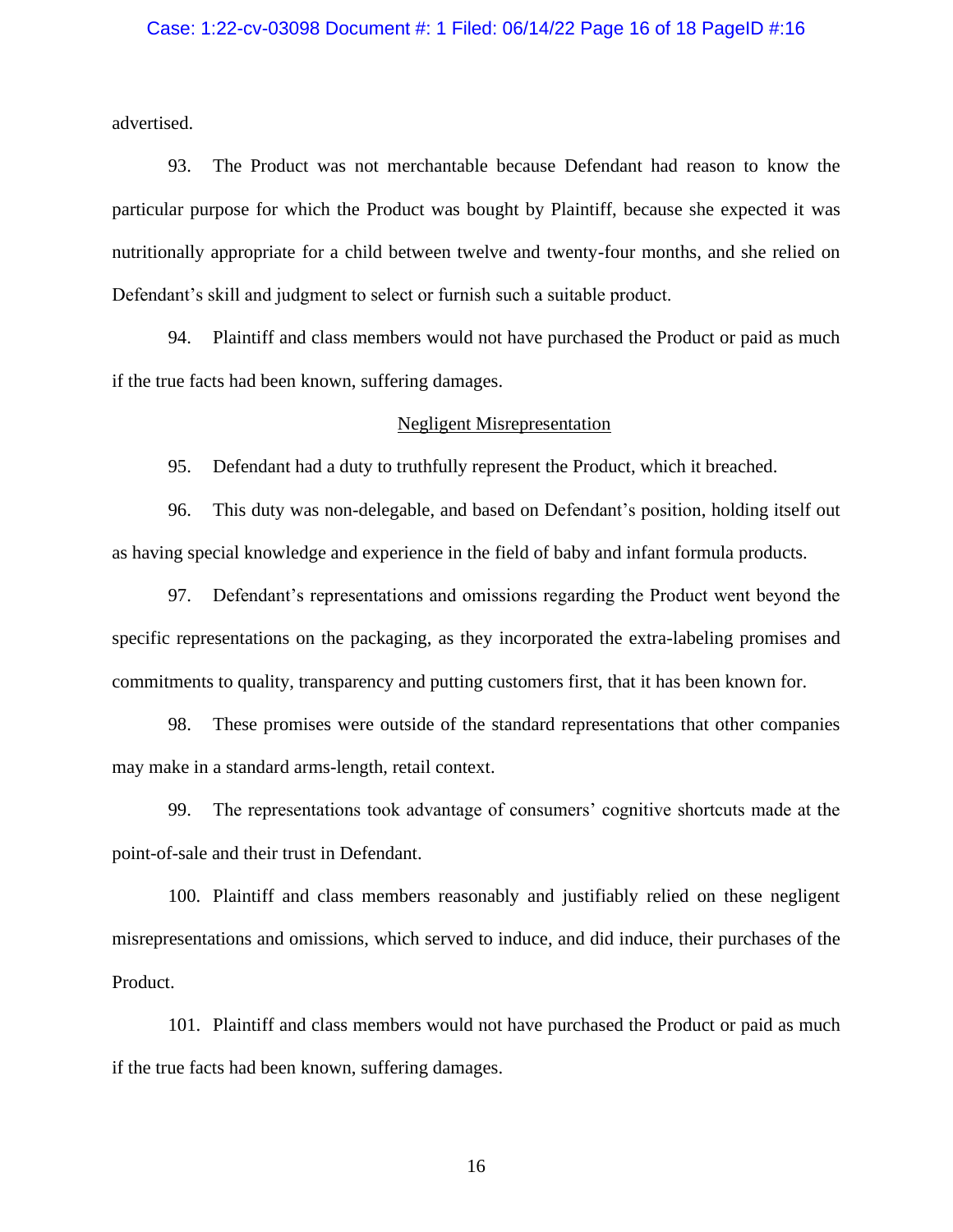advertised.

93. The Product was not merchantable because Defendant had reason to know the particular purpose for which the Product was bought by Plaintiff, because she expected it was nutritionally appropriate for a child between twelve and twenty-four months, and she relied on Defendant's skill and judgment to select or furnish such a suitable product.

94. Plaintiff and class members would not have purchased the Product or paid as much if the true facts had been known, suffering damages.

## Negligent Misrepresentation

95. Defendant had a duty to truthfully represent the Product, which it breached.

96. This duty was non-delegable, and based on Defendant's position, holding itself out as having special knowledge and experience in the field of baby and infant formula products.

97. Defendant's representations and omissions regarding the Product went beyond the specific representations on the packaging, as they incorporated the extra-labeling promises and commitments to quality, transparency and putting customers first, that it has been known for.

98. These promises were outside of the standard representations that other companies may make in a standard arms-length, retail context.

99. The representations took advantage of consumers' cognitive shortcuts made at the point-of-sale and their trust in Defendant.

100. Plaintiff and class members reasonably and justifiably relied on these negligent misrepresentations and omissions, which served to induce, and did induce, their purchases of the Product.

101. Plaintiff and class members would not have purchased the Product or paid as much if the true facts had been known, suffering damages.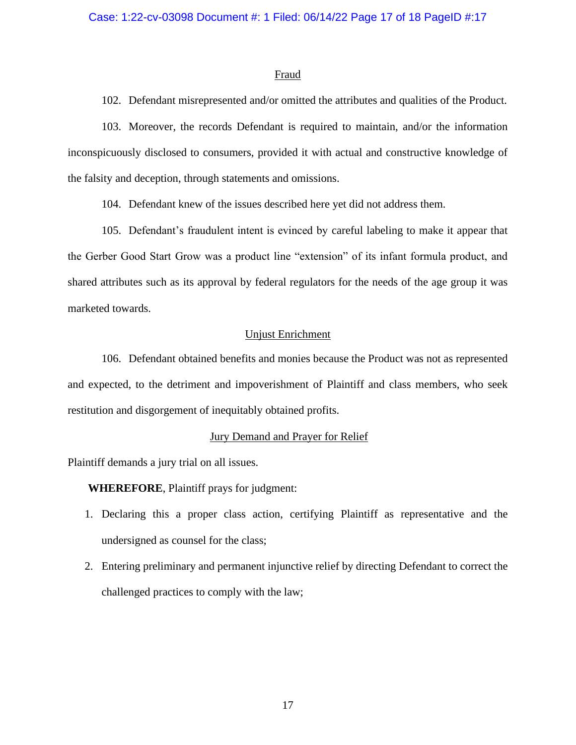## Fraud

102. Defendant misrepresented and/or omitted the attributes and qualities of the Product.

103. Moreover, the records Defendant is required to maintain, and/or the information inconspicuously disclosed to consumers, provided it with actual and constructive knowledge of the falsity and deception, through statements and omissions.

104. Defendant knew of the issues described here yet did not address them.

105. Defendant's fraudulent intent is evinced by careful labeling to make it appear that the Gerber Good Start Grow was a product line "extension" of its infant formula product, and shared attributes such as its approval by federal regulators for the needs of the age group it was marketed towards.

## Unjust Enrichment

106. Defendant obtained benefits and monies because the Product was not as represented and expected, to the detriment and impoverishment of Plaintiff and class members, who seek restitution and disgorgement of inequitably obtained profits.

## Jury Demand and Prayer for Relief

Plaintiff demands a jury trial on all issues.

**WHEREFORE**, Plaintiff prays for judgment:

1. Declaring this a proper class action, certifying Plaintiff as representative and the undersigned as counsel for the class;
2. Entering preliminary and permanent injunctive relief by directing Defendant to correct the challenged practices to comply with the law;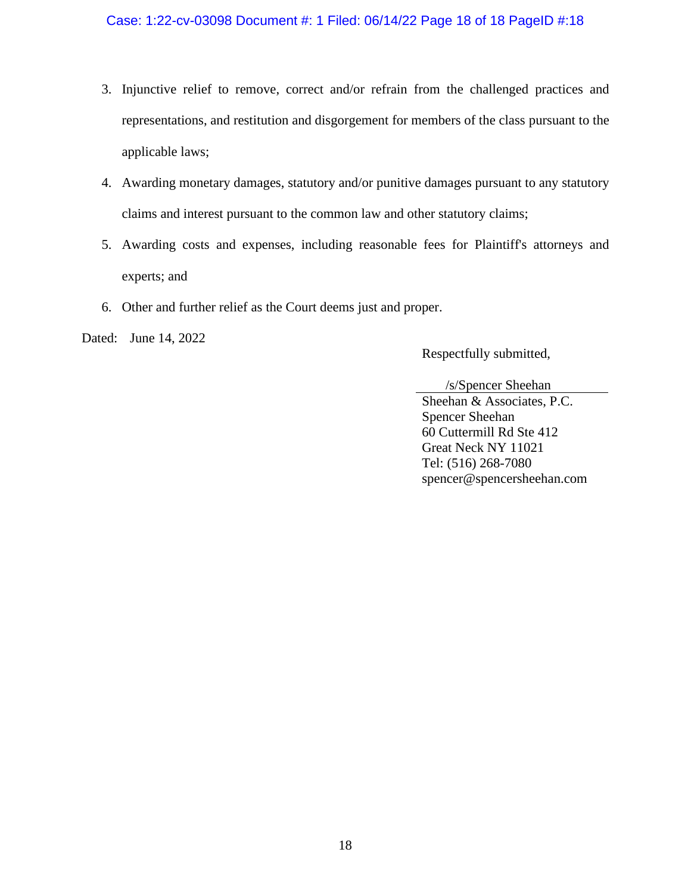3. Injunctive relief to remove, correct and/or refrain from the challenged practices and representations, and restitution and disgorgement for members of the class pursuant to the applicable laws;
4. Awarding monetary damages, statutory and/or punitive damages pursuant to any statutory claims and interest pursuant to the common law and other statutory claims;
5. Awarding costs and expenses, including reasonable fees for Plaintiff's attorneys and experts; and
6. Other and further relief as the Court deems just and proper.

Dated: June 14, 2022

Respectfully submitted,

/s/Spencer Sheehan
Sheehan & Associates, P.C.
Spencer Sheehan
60 Cuttermill Rd Ste 412
Great Neck NY 11021
Tel: (516) 268-7080
spencer@spencersheehan.com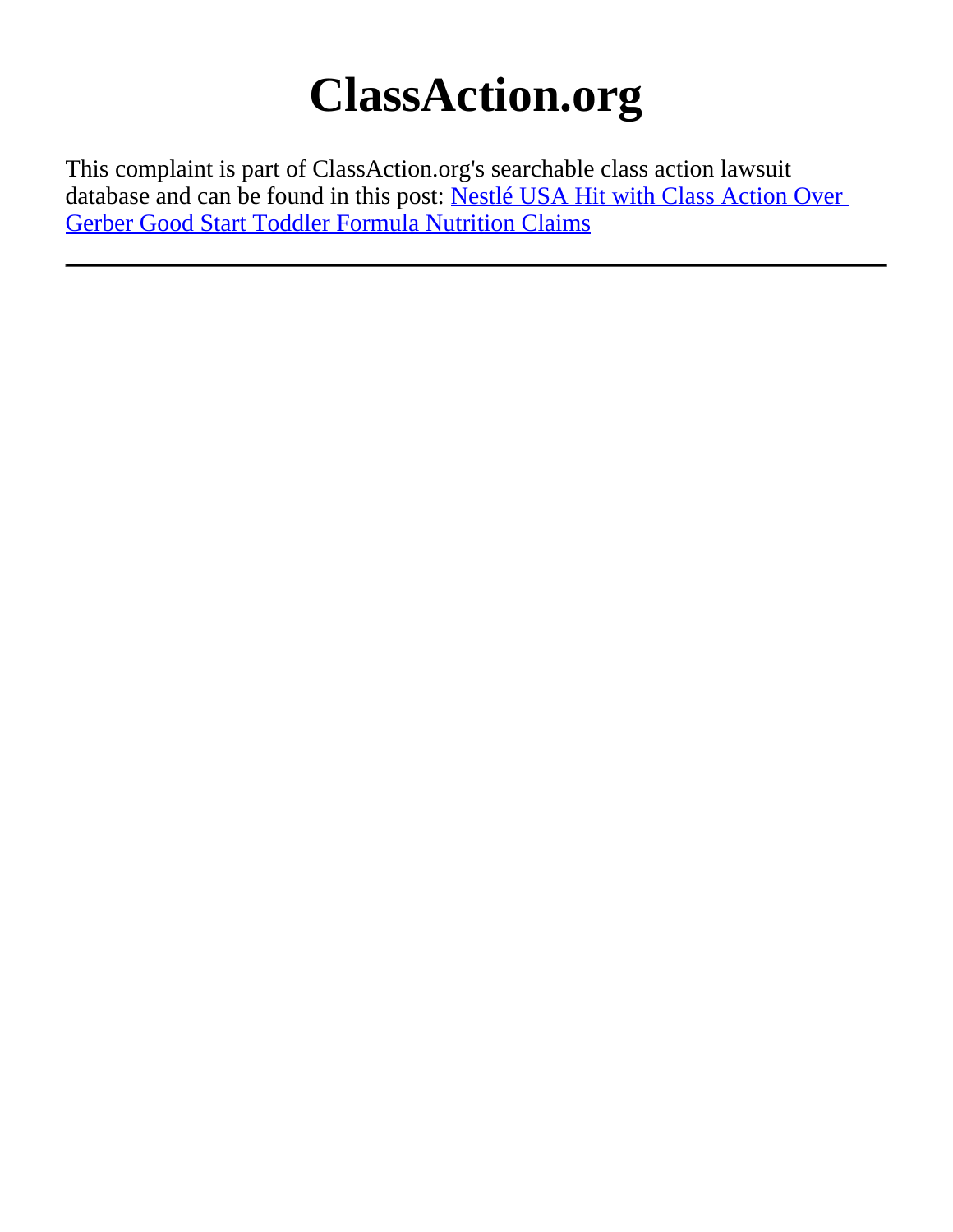# ClassAction.org

This complaint is part of ClassAction.org's searchable class action lawsuit database and can be found in this post: [Nestlé USA Hit with Class Action Over Gerber Good Start Toddler Formula Nutrition Claims]

---